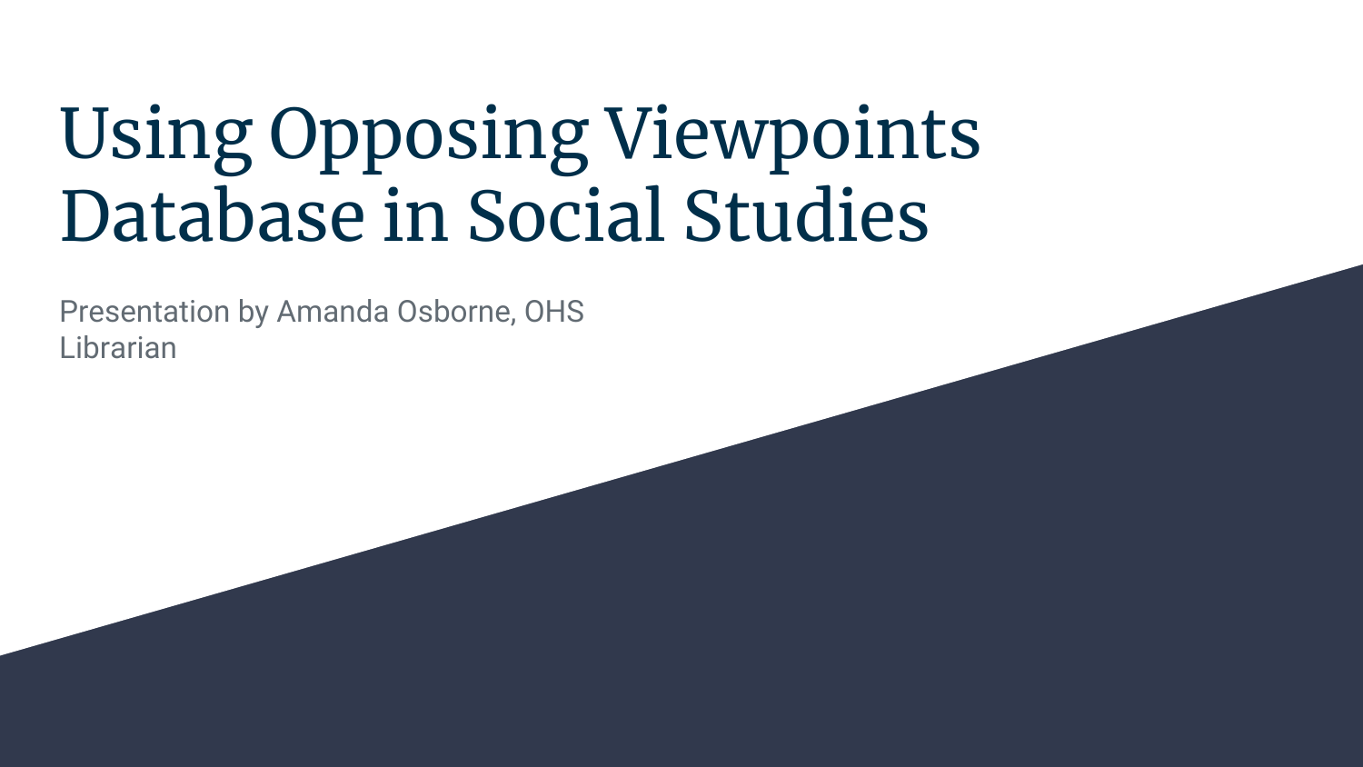# Using Opposing Viewpoints Database in Social Studies

Presentation by Amanda Osborne, OHS Librarian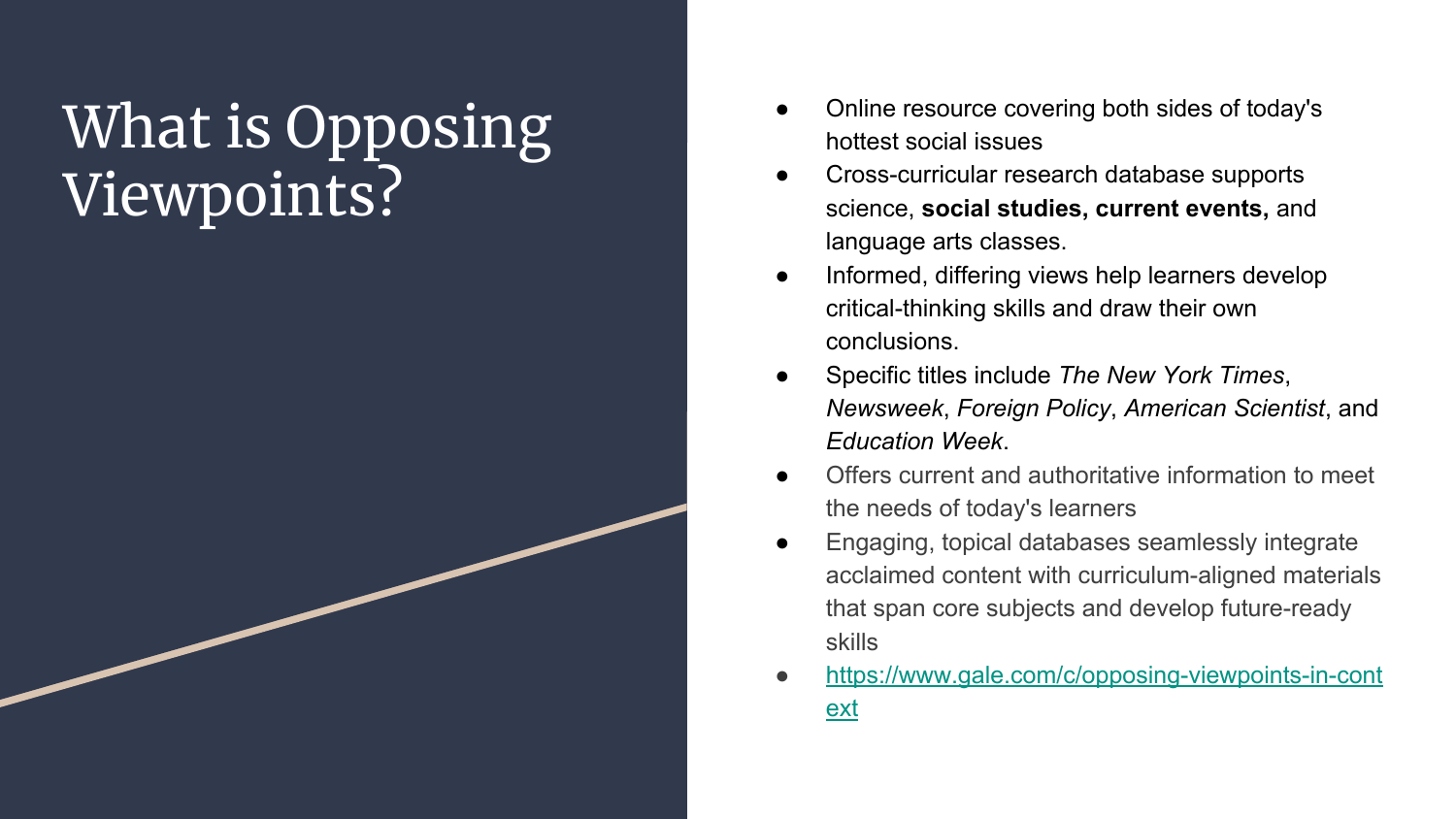# What is Opposing Viewpoints?

- Online resource covering both sides of today's hottest social issues
- Cross-curricular research database supports science, **social studies, current events,** and language arts classes.
- Informed, differing views help learners develop critical-thinking skills and draw their own conclusions.
- Specific titles include *The New York Times*, *Newsweek*, *Foreign Policy*, *American Scientist*, and *Education Week*.
- Offers current and authoritative information to meet the needs of today's learners
- Engaging, topical databases seamlessly integrate acclaimed content with curriculum-aligned materials that span core subjects and develop future-ready skills
- [https://www.gale.com/c/opposing-viewpoints-in-context](https://www.gale.com/c/opposing-viewpoints-in-context)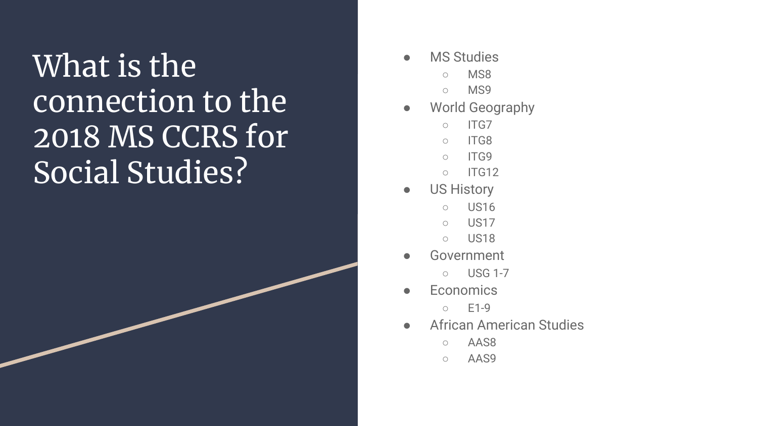# What is the connection to the 2018 MS CCRS for Social Studies?

- MS Studies
  - MS8
  - MS9
- World Geography
  - ITG7
  - ITG8
  - ITG9
  - ITG12
- US History
  - US16
  - US17
  - US18
- Government
  - USG 1-7
- Economics
  - E1-9
- African American Studies
  - AAS8
  - AAS9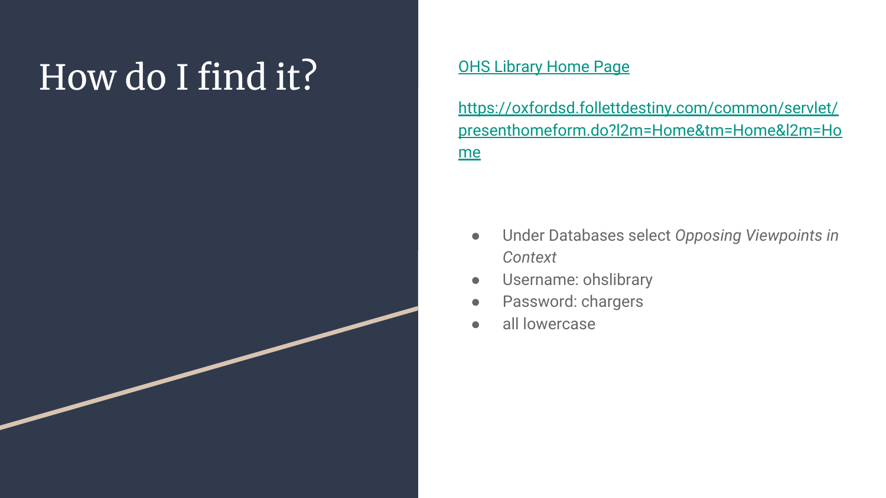# How do I find it?

[OHS Library Home Page](https://oxfordsd.follettdestiny.com/common/servlet/presenthomeform.do?l2m=Home&tm=Home&l2m=Home)

[https://oxfordsd.follettdestiny.com/common/servlet/presenthomeform.do?l2m=Home&tm=Home&l2m=Home](https://oxfordsd.follettdestiny.com/common/servlet/presenthomeform.do?l2m=Home&tm=Home&l2m=Home)

- Under Databases select *Opposing Viewpoints in Context*
- Username: ohslibrary
- Password: chargers
- all lowercase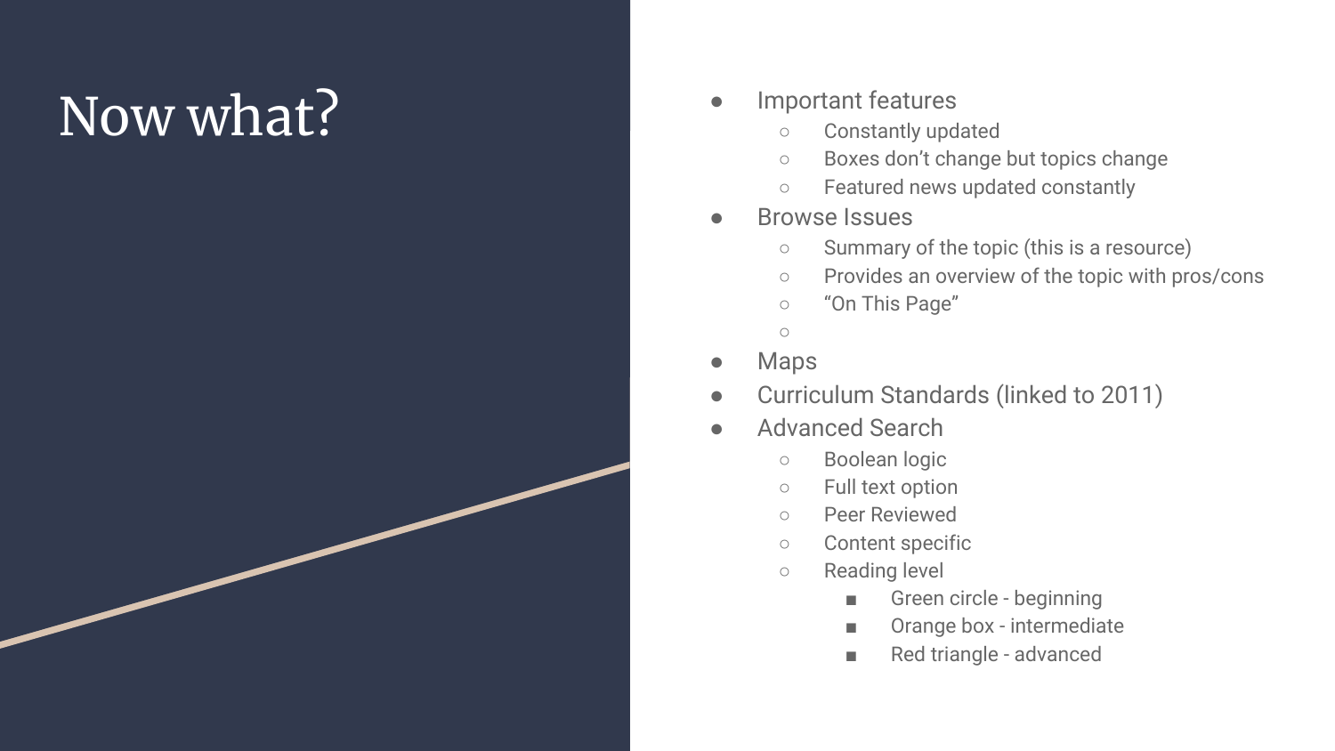# Now what?

- Important features
  - Constantly updated
  - Boxes don't change but topics change
  - Featured news updated constantly
- Browse Issues
  - Summary of the topic (this is a resource)
  - Provides an overview of the topic with pros/cons
  - "On This Page"
  - 
- Maps
- Curriculum Standards (linked to 2011)
- Advanced Search
  - Boolean logic
  - Full text option
  - Peer Reviewed
  - Content specific
  - Reading level
    - Green circle - beginning
    - Orange box - intermediate
    - Red triangle - advanced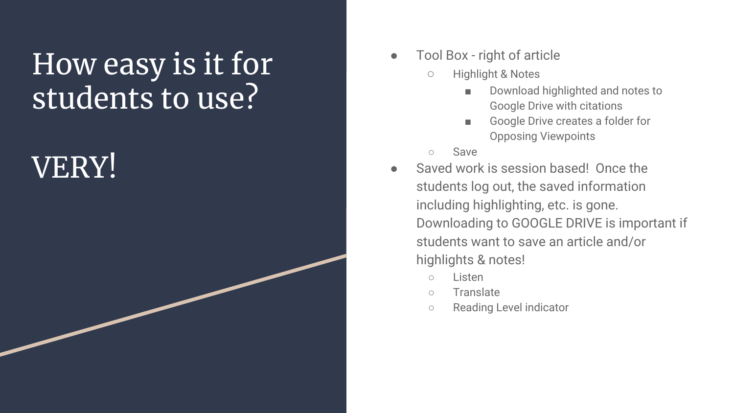# How easy is it for students to use?

# VERY!

- Tool Box - right of article
  - Highlight & Notes
    - Download highlighted and notes to Google Drive with citations
    - Google Drive creates a folder for Opposing Viewpoints
  - Save
- Saved work is session based! Once the students log out, the saved information including highlighting, etc. is gone. Downloading to GOOGLE DRIVE is important if students want to save an article and/or highlights & notes!
  - Listen
  - Translate
  - Reading Level indicator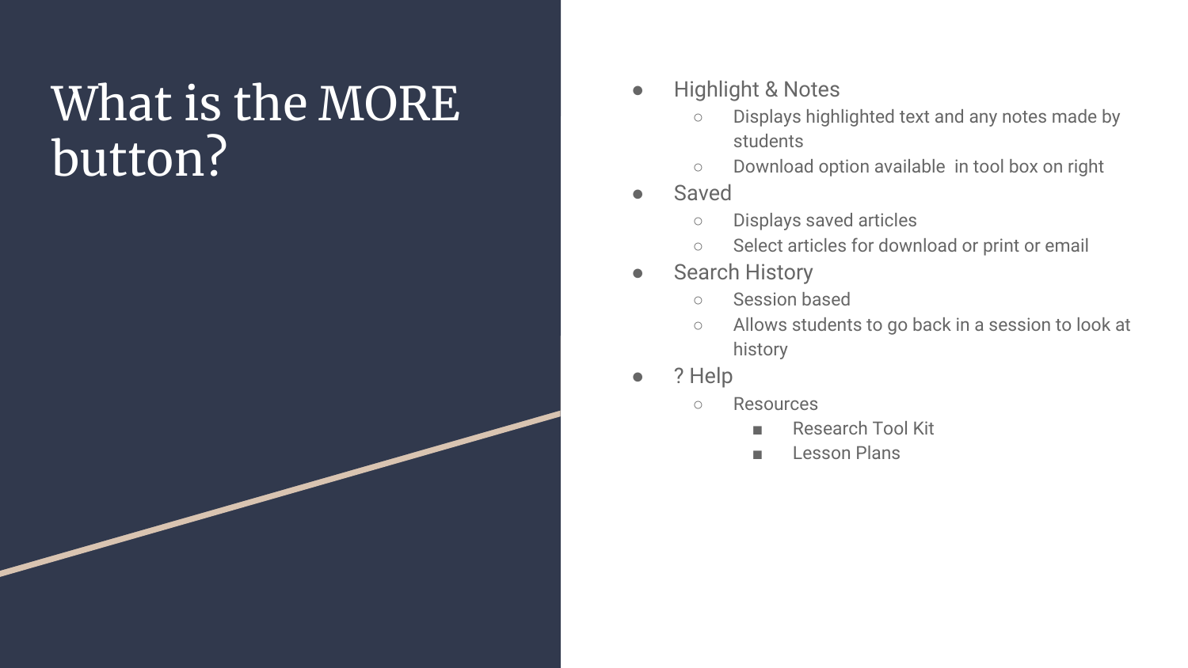# What is the MORE button?

- Highlight & Notes
  - Displays highlighted text and any notes made by students
  - Download option available  in tool box on right
- Saved
  - Displays saved articles
  - Select articles for download or print or email
- Search History
  - Session based
  - Allows students to go back in a session to look at history
- ? Help
  - Resources
    - Research Tool Kit
    - Lesson Plans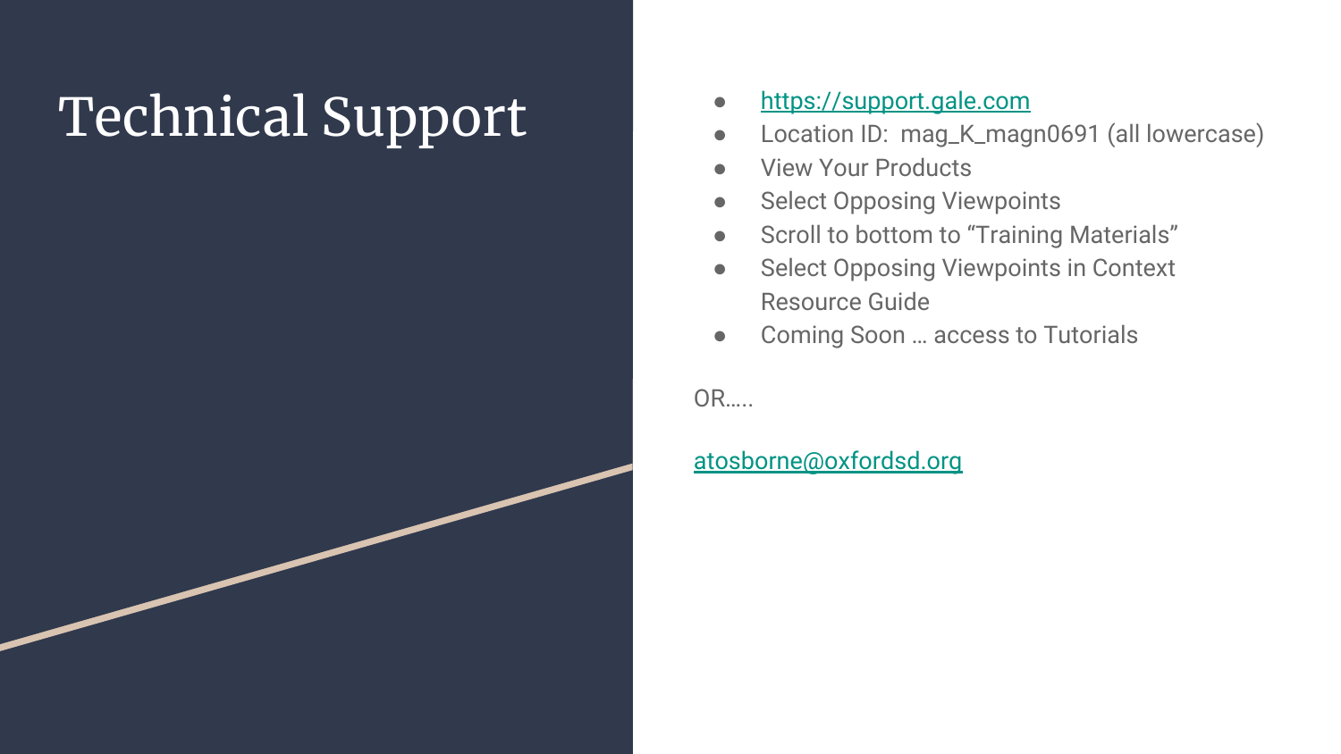# Technical Support

- https://support.gale.com
- Location ID: mag_K_magn0691 (all lowercase)
- View Your Products
- Select Opposing Viewpoints
- Scroll to bottom to "Training Materials"
- Select Opposing Viewpoints in Context Resource Guide
- Coming Soon … access to Tutorials

OR…..

atosborne@oxfordsd.org